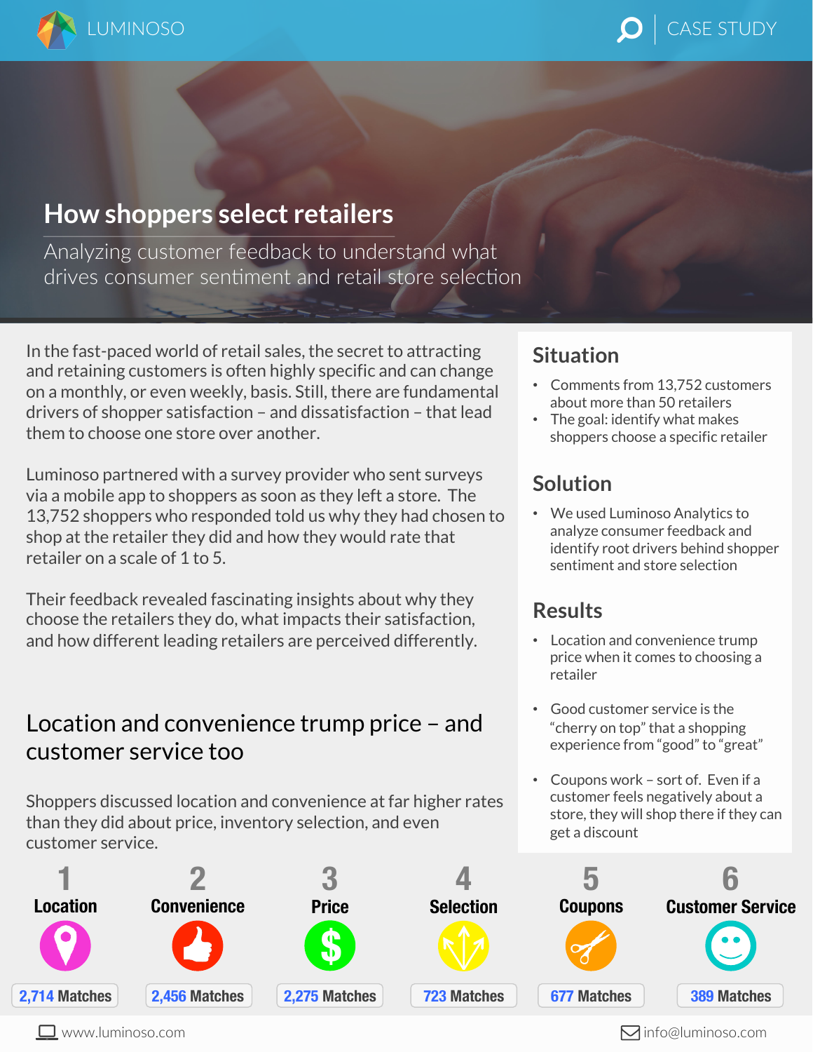# How shoppers select retailers

Analyzing customer feedback to understand what drives consumer sentiment and retail store selection

In the fast-paced world of retail sales, the secret to attracting and retaining customers is often highly specific and can change on a monthly, or even weekly, basis. Still, there are fundamental drivers of shopper satisfaction – and dissatisfaction – that lead them to choose one store over another.

Luminoso partnered with a survey provider who sent surveys via a mobile app to shoppers as soon as they left a store. The 13,752 shoppers who responded told us why they had chosen to shop at the retailer they did and how they would rate that retailer on a scale of 1 to 5.

Their feedback revealed fascinating insights about why they choose the retailers they do, what impacts their satisfaction, and how different leading retailers are perceived differently.

## Situation

- Comments from 13,752 customers about more than 50 retailers
- The goal: identify what makes shoppers choose a specific retailer

## Solution

- We used Luminoso Analytics to analyze consumer feedback and identify root drivers behind shopper sentiment and store selection

## Results

- Location and convenience trump price when it comes to choosing a retailer
- Good customer service is the "cherry on top" that a shopping experience from "good" to "great"
- Coupons work – sort of. Even if a customer feels negatively about a store, they will shop there if they can get a discount

## Location and convenience trump price – and customer service too

Shoppers discussed location and convenience at far higher rates than they did about price, inventory selection, and even customer service.

| Rank | Topic | Matches |
|---|---|---|
| 1 | Location | 2,714 Matches |
| 2 | Convenience | 2,456 Matches |
| 3 | Price | 2,275 Matches |
| 4 | Selection | 723 Matches |
| 5 | Coupons | 677 Matches |
| 6 | Customer Service | 389 Matches |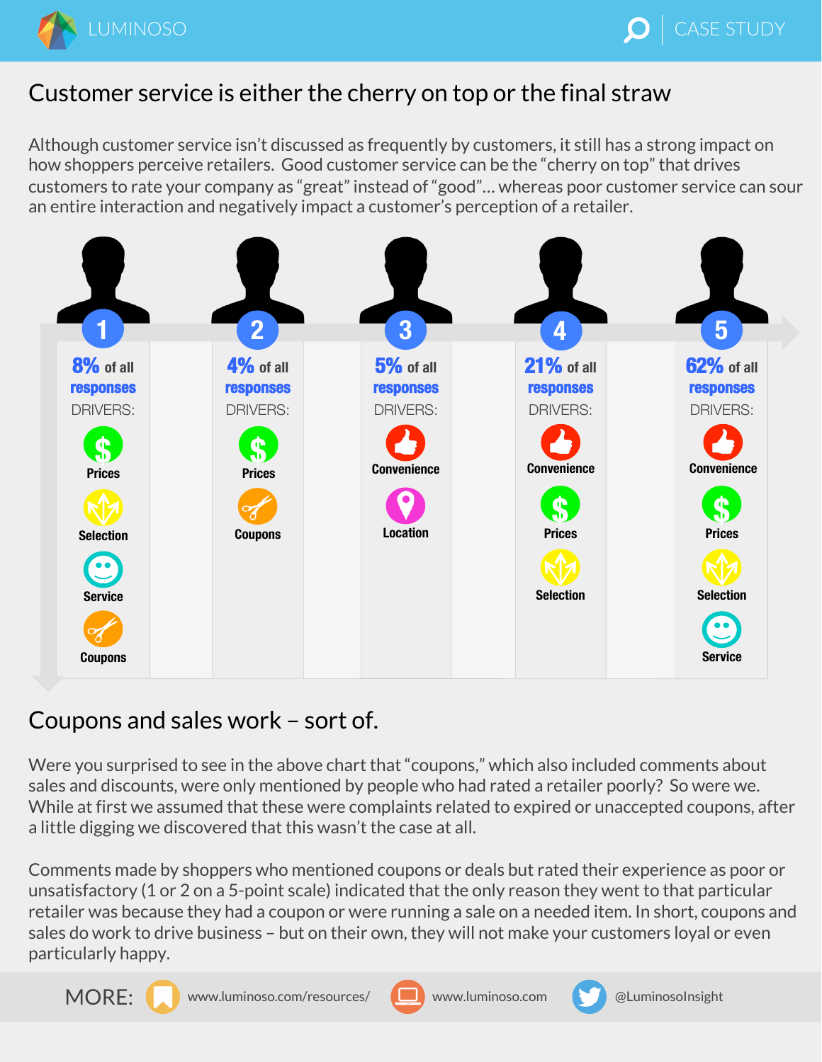## Customer service is either the cherry on top or the final straw

Although customer service isn't discussed as frequently by customers, it still has a strong impact on how shoppers perceive retailers. Good customer service can be the "cherry on top" that drives customers to rate your company as "great" instead of "good"… whereas poor customer service can sour an entire interaction and negatively impact a customer's perception of a retailer.

| 1 | 2 | 3 | 4 | 5 |
|---|---|---|---|---|
| **8%** of all responses | **4%** of all responses | **5%** of all responses | **21%** of all responses | **62%** of all responses |
| DRIVERS: | DRIVERS: | DRIVERS: | DRIVERS: | DRIVERS: |
| Prices | Prices | Convenience | Convenience | Convenience |
| Selection | Coupons | Location | Prices | Prices |
| Service | | | Selection | Selection |
| Coupons | | | | Service |

## Coupons and sales work – sort of.

Were you surprised to see in the above chart that "coupons," which also included comments about sales and discounts, were only mentioned by people who had rated a retailer poorly? So were we. While at first we assumed that these were complaints related to expired or unaccepted coupons, after a little digging we discovered that this wasn't the case at all.

Comments made by shoppers who mentioned coupons or deals but rated their experience as poor or unsatisfactory (1 or 2 on a 5-point scale) indicated that the only reason they went to that particular retailer was because they had a coupon or were running a sale on a needed item. In short, coupons and sales do work to drive business – but on their own, they will not make your customers loyal or even particularly happy.

MORE: www.luminoso.com/resources/ www.luminoso.com @LuminosoInsight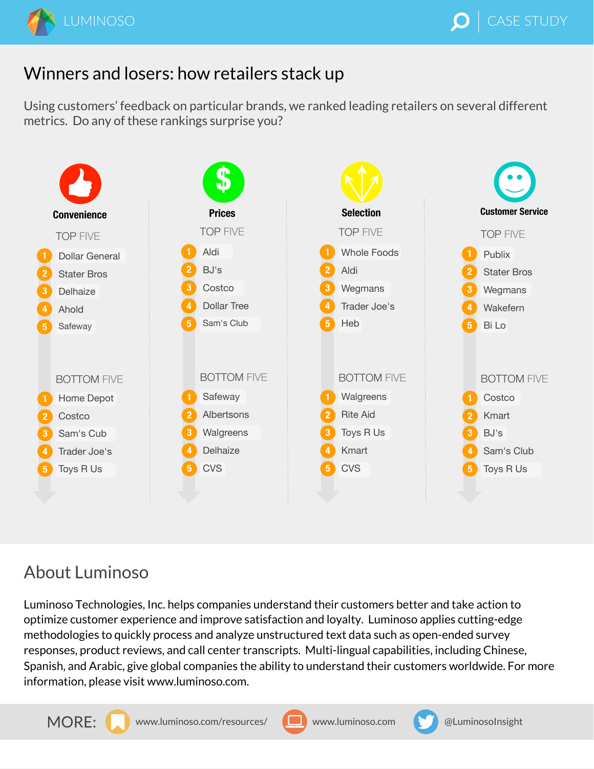# Winners and losers: how retailers stack up

Using customers' feedback on particular brands, we ranked leading retailers on several different metrics. Do any of these rankings surprise you?

### Convenience

TOP FIVE

1. Dollar General
2. Stater Bros
3. Delhaize
4. Ahold
5. Safeway

BOTTOM FIVE

1. Home Depot
2. Costco
3. Sam's Cub
4. Trader Joe's
5. Toys R Us

### Prices

TOP FIVE

1. Aldi
2. BJ's
3. Costco
4. Dollar Tree
5. Sam's Club

BOTTOM FIVE

1. Safeway
2. Albertsons
3. Walgreens
4. Delhaize
5. CVS

### Selection

TOP FIVE

1. Whole Foods
2. Aldi
3. Wegmans
4. Trader Joe's
5. Heb

BOTTOM FIVE

1. Walgreens
2. Rite Aid
3. Toys R Us
4. Kmart
5. CVS

### Customer Service

TOP FIVE

1. Publix
2. Stater Bros
3. Wegmans
4. Wakefern
5. Bi Lo

BOTTOM FIVE

1. Costco
2. Kmart
3. BJ's
4. Sam's Club
5. Toys R Us

## About Luminoso

Luminoso Technologies, Inc. helps companies understand their customers better and take action to optimize customer experience and improve satisfaction and loyalty. Luminoso applies cutting-edge methodologies to quickly process and analyze unstructured text data such as open-ended survey responses, product reviews, and call center transcripts. Multi-lingual capabilities, including Chinese, Spanish, and Arabic, give global companies the ability to understand their customers worldwide. For more information, please visit www.luminoso.com.

MORE: www.luminoso.com/resources/ www.luminoso.com @LuminosoInsight